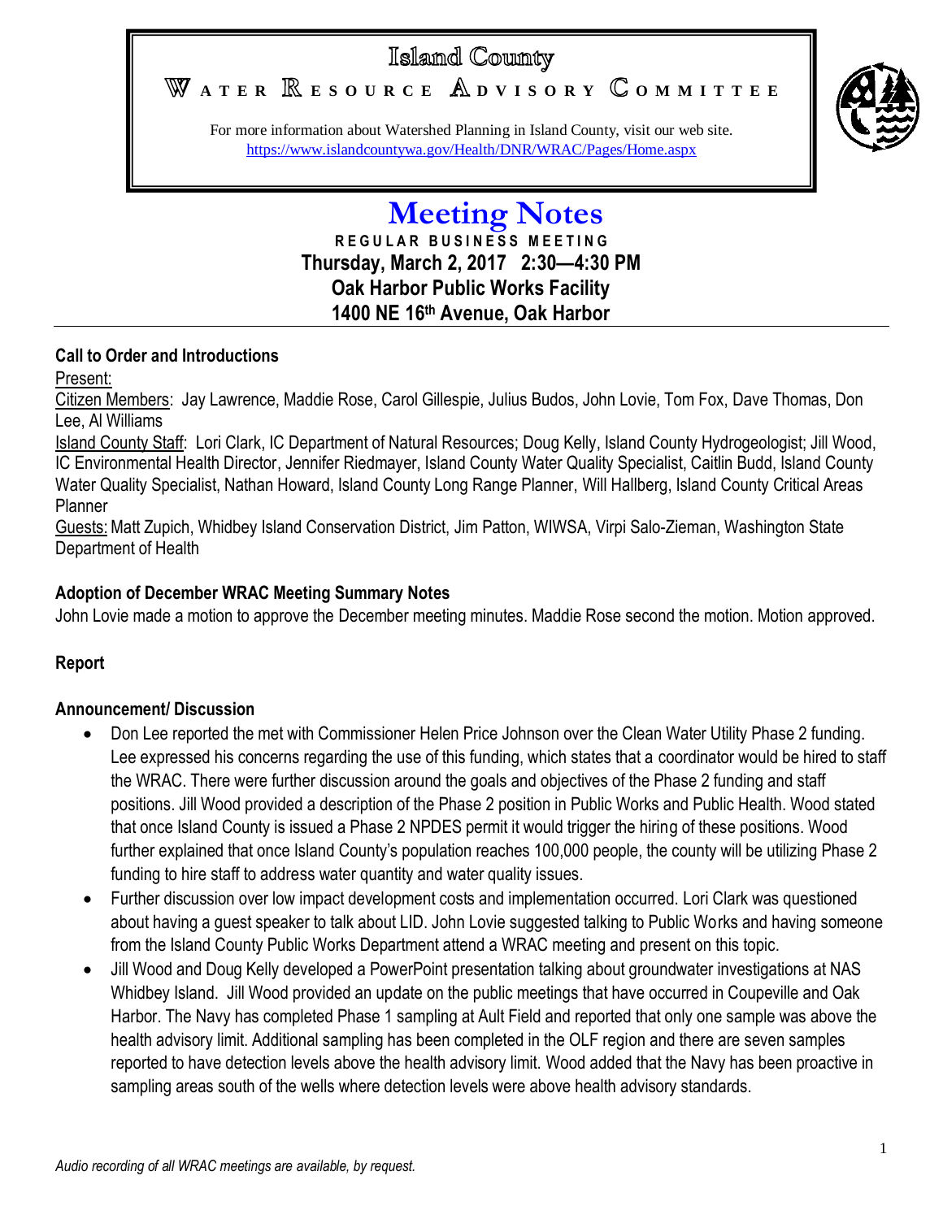# Island County

## WATER RESOURCE ADVISORY COMMITTEE

For more information about Watershed Planning in Island County, visit our web site.
https://www.islandcountywa.gov/Health/DNR/WRAC/Pages/Home.aspx

# Meeting Notes

**REGULAR BUSINESS MEETING**
**Thursday, March 2, 2017 2:30—4:30 PM**
**Oak Harbor Public Works Facility**
**1400 NE 16th Avenue, Oak Harbor**

---

### Call to Order and Introductions

Present:

Citizen Members: Jay Lawrence, Maddie Rose, Carol Gillespie, Julius Budos, John Lovie, Tom Fox, Dave Thomas, Don Lee, Al Williams

Island County Staff: Lori Clark, IC Department of Natural Resources; Doug Kelly, Island County Hydrogeologist; Jill Wood, IC Environmental Health Director, Jennifer Riedmayer, Island County Water Quality Specialist, Caitlin Budd, Island County Water Quality Specialist, Nathan Howard, Island County Long Range Planner, Will Hallberg, Island County Critical Areas Planner

Guests: Matt Zupich, Whidbey Island Conservation District, Jim Patton, WIWSA, Virpi Salo-Zieman, Washington State Department of Health

### Adoption of December WRAC Meeting Summary Notes

John Lovie made a motion to approve the December meeting minutes. Maddie Rose second the motion. Motion approved.

### Report

### Announcement/ Discussion

- Don Lee reported the met with Commissioner Helen Price Johnson over the Clean Water Utility Phase 2 funding. Lee expressed his concerns regarding the use of this funding, which states that a coordinator would be hired to staff the WRAC. There were further discussion around the goals and objectives of the Phase 2 funding and staff positions. Jill Wood provided a description of the Phase 2 position in Public Works and Public Health. Wood stated that once Island County is issued a Phase 2 NPDES permit it would trigger the hiring of these positions. Wood further explained that once Island County's population reaches 100,000 people, the county will be utilizing Phase 2 funding to hire staff to address water quantity and water quality issues.
- Further discussion over low impact development costs and implementation occurred. Lori Clark was questioned about having a guest speaker to talk about LID. John Lovie suggested talking to Public Works and having someone from the Island County Public Works Department attend a WRAC meeting and present on this topic.
- Jill Wood and Doug Kelly developed a PowerPoint presentation talking about groundwater investigations at NAS Whidbey Island. Jill Wood provided an update on the public meetings that have occurred in Coupeville and Oak Harbor. The Navy has completed Phase 1 sampling at Ault Field and reported that only one sample was above the health advisory limit. Additional sampling has been completed in the OLF region and there are seven samples reported to have detection levels above the health advisory limit. Wood added that the Navy has been proactive in sampling areas south of the wells where detection levels were above health advisory standards.

*Audio recording of all WRAC meetings are available, by request.*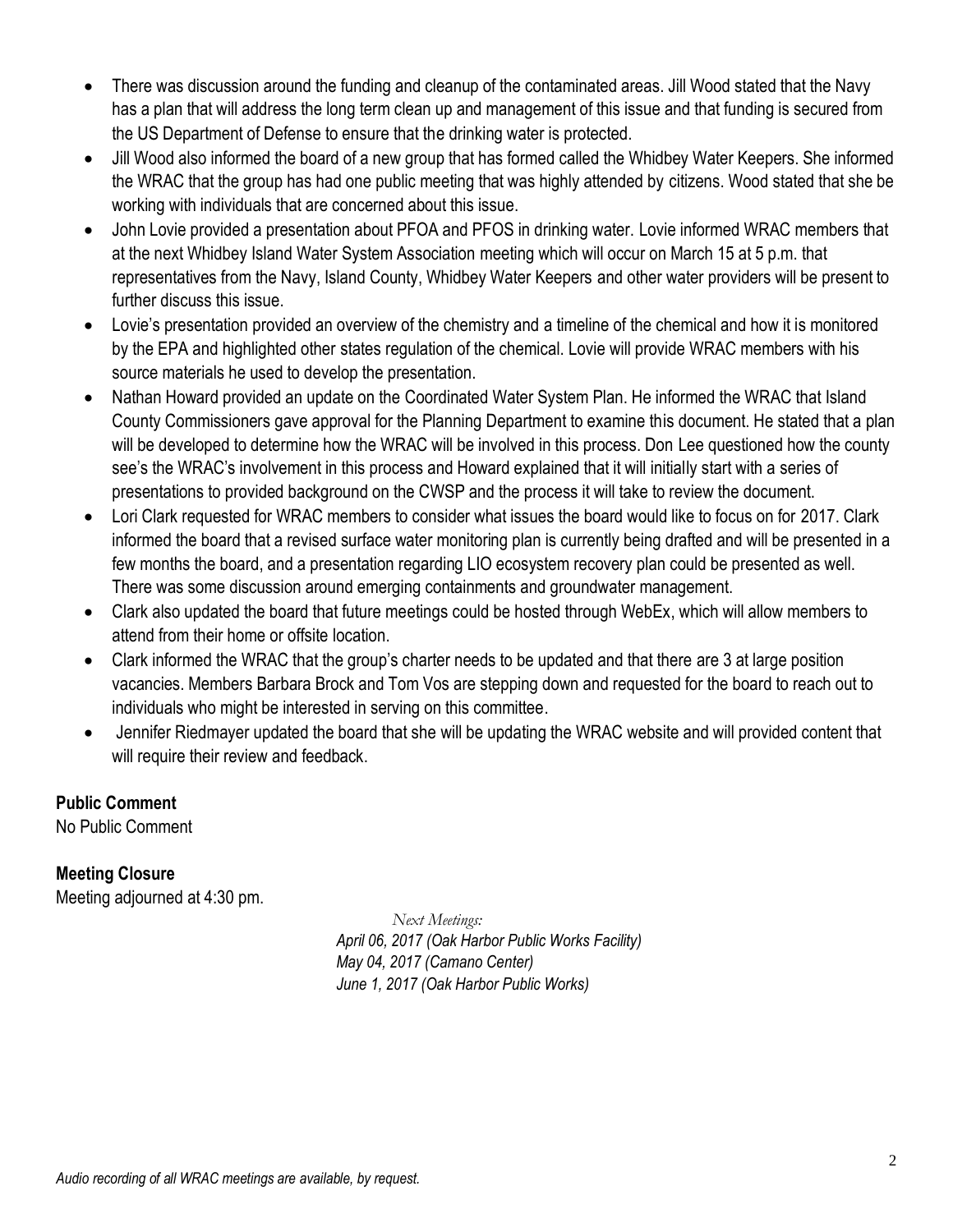- There was discussion around the funding and cleanup of the contaminated areas. Jill Wood stated that the Navy has a plan that will address the long term clean up and management of this issue and that funding is secured from the US Department of Defense to ensure that the drinking water is protected.
- Jill Wood also informed the board of a new group that has formed called the Whidbey Water Keepers. She informed the WRAC that the group has had one public meeting that was highly attended by citizens. Wood stated that she be working with individuals that are concerned about this issue.
- John Lovie provided a presentation about PFOA and PFOS in drinking water. Lovie informed WRAC members that at the next Whidbey Island Water System Association meeting which will occur on March 15 at 5 p.m. that representatives from the Navy, Island County, Whidbey Water Keepers and other water providers will be present to further discuss this issue.
- Lovie's presentation provided an overview of the chemistry and a timeline of the chemical and how it is monitored by the EPA and highlighted other states regulation of the chemical. Lovie will provide WRAC members with his source materials he used to develop the presentation.
- Nathan Howard provided an update on the Coordinated Water System Plan. He informed the WRAC that Island County Commissioners gave approval for the Planning Department to examine this document. He stated that a plan will be developed to determine how the WRAC will be involved in this process. Don Lee questioned how the county see's the WRAC's involvement in this process and Howard explained that it will initially start with a series of presentations to provided background on the CWSP and the process it will take to review the document.
- Lori Clark requested for WRAC members to consider what issues the board would like to focus on for 2017. Clark informed the board that a revised surface water monitoring plan is currently being drafted and will be presented in a few months the board, and a presentation regarding LIO ecosystem recovery plan could be presented as well. There was some discussion around emerging containments and groundwater management.
- Clark also updated the board that future meetings could be hosted through WebEx, which will allow members to attend from their home or offsite location.
- Clark informed the WRAC that the group's charter needs to be updated and that there are 3 at large position vacancies. Members Barbara Brock and Tom Vos are stepping down and requested for the board to reach out to individuals who might be interested in serving on this committee.
- Jennifer Riedmayer updated the board that she will be updating the WRAC website and will provided content that will require their review and feedback.

**Public Comment**

No Public Comment

**Meeting Closure**

Meeting adjourned at 4:30 pm.

*Next Meetings:*
*April 06, 2017 (Oak Harbor Public Works Facility)*
*May 04, 2017 (Camano Center)*
*June 1, 2017 (Oak Harbor Public Works)*

*Audio recording of all WRAC meetings are available, by request.*